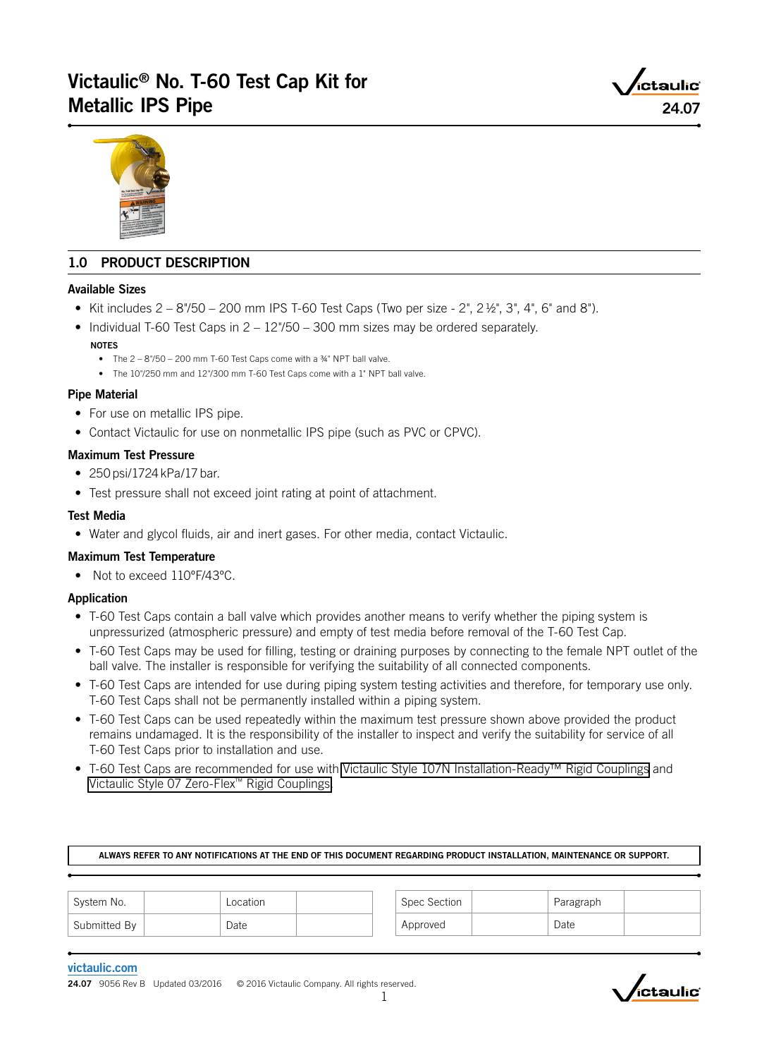# Victaulic® No. T-60 Test Cap Kit for Metallic IPS Pipe

24.07

## 1.0 PRODUCT DESCRIPTION

### Available Sizes

- Kit includes 2 – 8"/50 – 200 mm IPS T-60 Test Caps (Two per size - 2", 2½", 3", 4", 6" and 8").
- Individual T-60 Test Caps in 2 – 12"/50 – 300 mm sizes may be ordered separately.

**NOTES**

- The 2 – 8"/50 – 200 mm T-60 Test Caps come with a ¾" NPT ball valve.
- The 10"/250 mm and 12"/300 mm T-60 Test Caps come with a 1" NPT ball valve.

### Pipe Material

- For use on metallic IPS pipe.
- Contact Victaulic for use on nonmetallic IPS pipe (such as PVC or CPVC).

### Maximum Test Pressure

- 250 psi/1724 kPa/17 bar.
- Test pressure shall not exceed joint rating at point of attachment.

### Test Media

- Water and glycol fluids, air and inert gases. For other media, contact Victaulic.

### Maximum Test Temperature

- Not to exceed 110°F/43°C.

### Application

- T-60 Test Caps contain a ball valve which provides another means to verify whether the piping system is unpressurized (atmospheric pressure) and empty of test media before removal of the T-60 Test Cap.
- T-60 Test Caps may be used for filling, testing or draining purposes by connecting to the female NPT outlet of the ball valve. The installer is responsible for verifying the suitability of all connected components.
- T-60 Test Caps are intended for use during piping system testing activities and therefore, for temporary use only. T-60 Test Caps shall not be permanently installed within a piping system.
- T-60 Test Caps can be used repeatedly within the maximum test pressure shown above provided the product remains undamaged. It is the responsibility of the installer to inspect and verify the suitability for service of all T-60 Test Caps prior to installation and use.
- T-60 Test Caps are recommended for use with Victaulic Style 107N Installation-Ready™ Rigid Couplings and Victaulic Style 07 Zero-Flex™ Rigid Couplings.

**ALWAYS REFER TO ANY NOTIFICATIONS AT THE END OF THIS DOCUMENT REGARDING PRODUCT INSTALLATION, MAINTENANCE OR SUPPORT.**

| System No. | | Location | |
|---|---|---|---|
| Submitted By | | Date | |

| Spec Section | | Paragraph | |
|---|---|---|---|
| Approved | | Date | |

victaulic.com

24.07 9056 Rev B Updated 03/2016 © 2016 Victaulic Company. All rights reserved.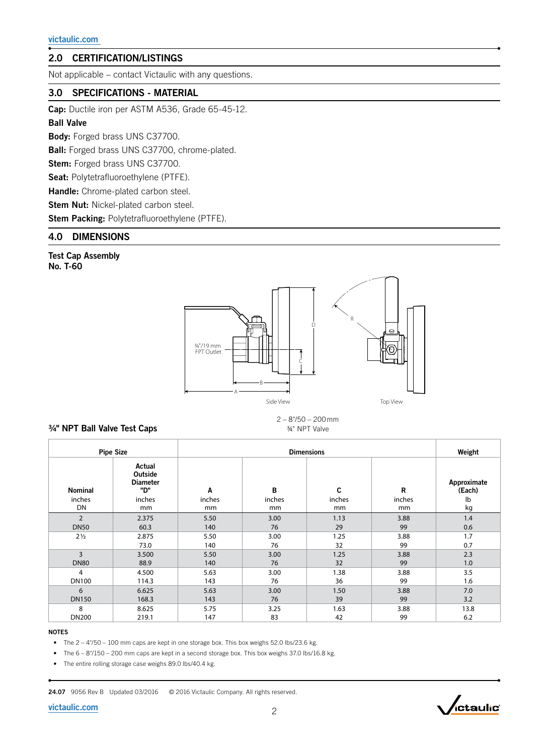## 2.0 CERTIFICATION/LISTINGS

Not applicable – contact Victaulic with any questions.

## 3.0 SPECIFICATIONS - MATERIAL

**Cap:** Ductile iron per ASTM A536, Grade 65-45-12.

**Ball Valve**

**Body:** Forged brass UNS C37700.

**Ball:** Forged brass UNS C37700, chrome-plated.

**Stem:** Forged brass UNS C37700.

**Seat:** Polytetrafluoroethylene (PTFE).

**Handle:** Chrome-plated carbon steel.

**Stem Nut:** Nickel-plated carbon steel.

**Stem Packing:** Polytetrafluoroethylene (PTFE).

## 4.0 DIMENSIONS

**Test Cap Assembly**
**No. T-60**

¾"/19 mm FPT Outlet

Side View

Top View

2 – 8"/50 – 200 mm
¾" NPT Valve

**¾" NPT Ball Valve Test Caps**

| Pipe Size | | Dimensions | | | | Weight |
|---|---|---|---|---|---|---|
| **Nominal** inches DN | **Actual Outside Diameter "D"** inches mm | **A** inches mm | **B** inches mm | **C** inches mm | **R** inches mm | **Approximate (Each)** lb kg |
| 2 DN50 | 2.375 60.3 | 5.50 140 | 3.00 76 | 1.13 29 | 3.88 99 | 1.4 0.6 |
| 2½ | 2.875 73.0 | 5.50 140 | 3.00 76 | 1.25 32 | 3.88 99 | 1.7 0.7 |
| 3 DN80 | 3.500 88.9 | 5.50 140 | 3.00 76 | 1.25 32 | 3.88 99 | 2.3 1.0 |
| 4 DN100 | 4.500 114.3 | 5.63 143 | 3.00 76 | 1.38 36 | 3.88 99 | 3.5 1.6 |
| 6 DN150 | 6.625 168.3 | 5.63 143 | 3.00 76 | 1.50 39 | 3.88 99 | 7.0 3.2 |
| 8 DN200 | 8.625 219.1 | 5.75 147 | 3.25 83 | 1.63 42 | 3.88 99 | 13.8 6.2 |

**NOTES**

- The 2 – 4"/50 – 100 mm caps are kept in one storage box. This box weighs 52.0 lbs/23.6 kg.
- The 6 – 8"/150 – 200 mm caps are kept in a second storage box. This box weighs 37.0 lbs/16.8 kg.
- The entire rolling storage case weighs 89.0 lbs/40.4 kg.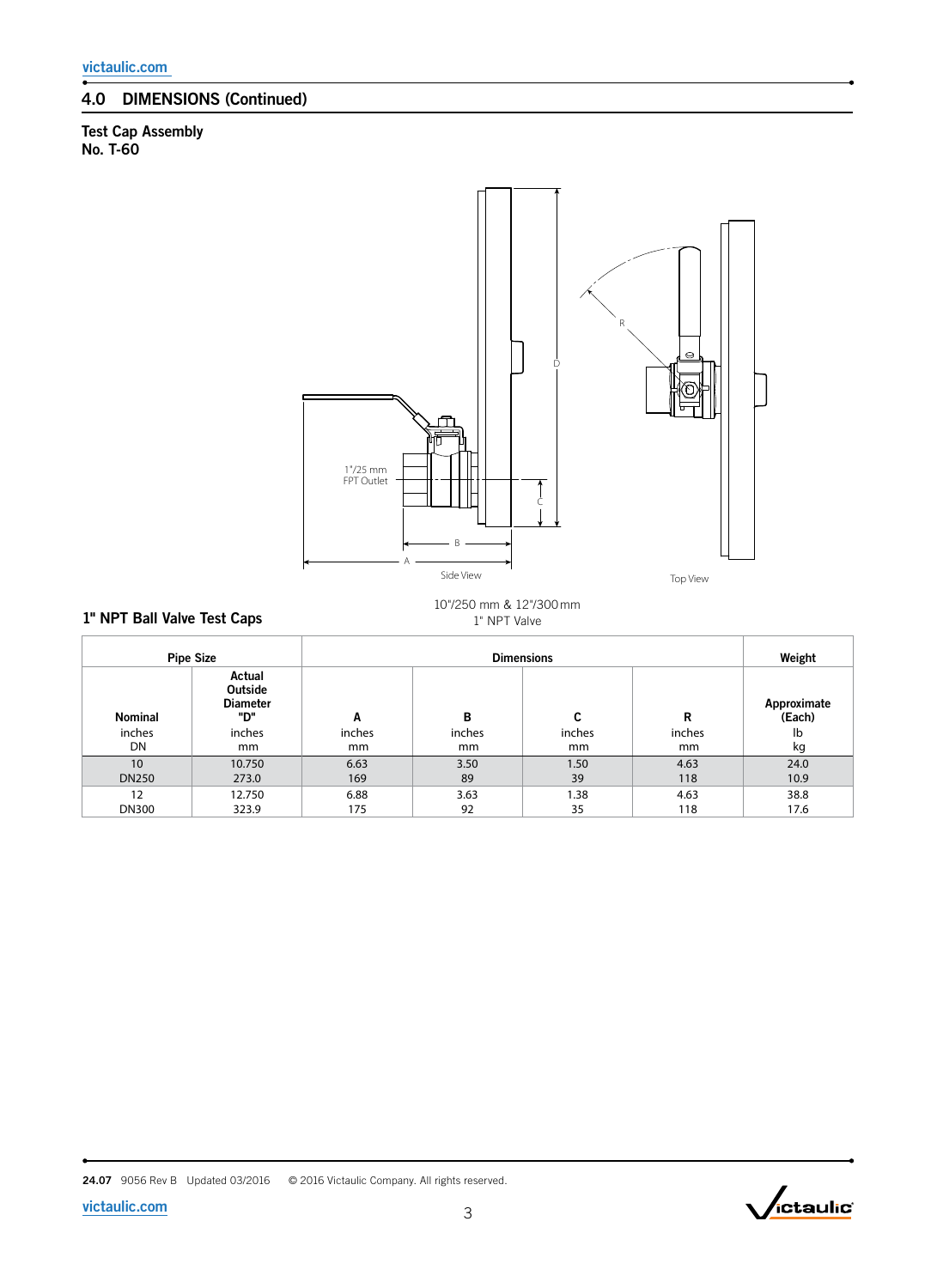## 4.0 DIMENSIONS (Continued)

**Test Cap Assembly**
**No. T-60**

1"/25 mm FPT Outlet

Side View

Top View

10"/250 mm & 12"/300 mm
1" NPT Valve

### 1" NPT Ball Valve Test Caps

| Pipe Size | | Dimensions | | | | Weight |
|---|---|---|---|---|---|---|
| **Nominal** inches DN | **Actual Outside Diameter "D"** inches mm | **A** inches mm | **B** inches mm | **C** inches mm | **R** inches mm | **Approximate (Each)** lb kg |
| 10<br>DN250 | 10.750<br>273.0 | 6.63<br>169 | 3.50<br>89 | 1.50<br>39 | 4.63<br>118 | 24.0<br>10.9 |
| 12<br>DN300 | 12.750<br>323.9 | 6.88<br>175 | 3.63<br>92 | 1.38<br>35 | 4.63<br>118 | 38.8<br>17.6 |

**24.07** 9056 Rev B Updated 03/2016 © 2016 Victaulic Company. All rights reserved.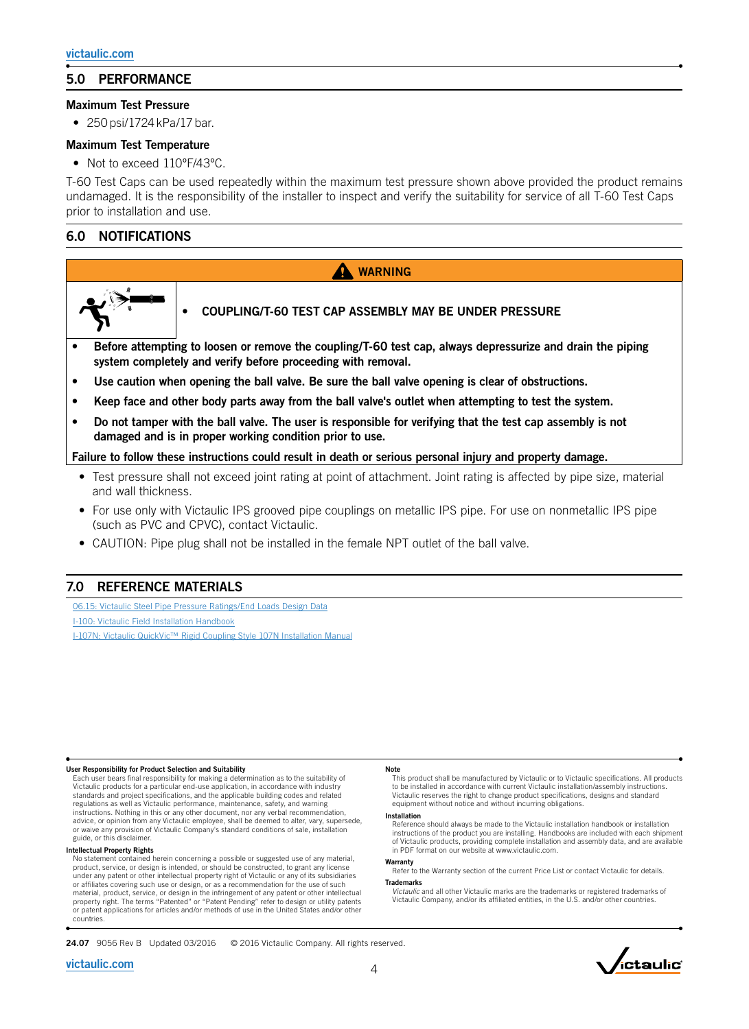## 5.0 PERFORMANCE

**Maximum Test Pressure**

- 250 psi/1724 kPa/17 bar.

**Maximum Test Temperature**

- Not to exceed 110°F/43°C.

T-60 Test Caps can be used repeatedly within the maximum test pressure shown above provided the product remains undamaged. It is the responsibility of the installer to inspect and verify the suitability for service of all T-60 Test Caps prior to installation and use.

## 6.0 NOTIFICATIONS

**WARNING**

- **COUPLING/T-60 TEST CAP ASSEMBLY MAY BE UNDER PRESSURE**
- **Before attempting to loosen or remove the coupling/T-60 test cap, always depressurize and drain the piping system completely and verify before proceeding with removal.**
- **Use caution when opening the ball valve. Be sure the ball valve opening is clear of obstructions.**
- **Keep face and other body parts away from the ball valve's outlet when attempting to test the system.**
- **Do not tamper with the ball valve. The user is responsible for verifying that the test cap assembly is not damaged and is in proper working condition prior to use.**

**Failure to follow these instructions could result in death or serious personal injury and property damage.**

- Test pressure shall not exceed joint rating at point of attachment. Joint rating is affected by pipe size, material and wall thickness.
- For use only with Victaulic IPS grooved pipe couplings on metallic IPS pipe. For use on nonmetallic IPS pipe (such as PVC and CPVC), contact Victaulic.
- CAUTION: Pipe plug shall not be installed in the female NPT outlet of the ball valve.

## 7.0 REFERENCE MATERIALS

06.15: Victaulic Steel Pipe Pressure Ratings/End Loads Design Data

I-100: Victaulic Field Installation Handbook

I-107N: Victaulic QuickVic™ Rigid Coupling Style 107N Installation Manual

**User Responsibility for Product Selection and Suitability**

Each user bears final responsibility for making a determination as to the suitability of Victaulic products for a particular end-use application, in accordance with industry standards and project specifications, and the applicable building codes and related regulations as well as Victaulic performance, maintenance, safety, and warning instructions. Nothing in this or any other document, nor any verbal recommendation, advice, or opinion from any Victaulic employee, shall be deemed to alter, vary, supersede, or waive any provision of Victaulic Company's standard conditions of sale, installation guide, or this disclaimer.

**Intellectual Property Rights**

No statement contained herein concerning a possible or suggested use of any material, product, service, or design is intended, or should be constructed, to grant any license under any patent or other intellectual property right of Victaulic or any of its subsidiaries or affiliates covering such use or design, or as a recommendation for the use of such material, product, service, or design in the infringement of any patent or other intellectual property right. The terms "Patented" or "Patent Pending" refer to design or utility patents or patent applications for articles and/or methods of use in the United States and/or other countries.

**Note**

This product shall be manufactured by Victaulic or to Victaulic specifications. All products to be installed in accordance with current Victaulic installation/assembly instructions. Victaulic reserves the right to change product specifications, designs and standard equipment without notice and without incurring obligations.

**Installation**

Reference should always be made to the Victaulic installation handbook or installation instructions of the product you are installing. Handbooks are included with each shipment of Victaulic products, providing complete installation and assembly data, and are available in PDF format on our website at www.victaulic.com.

**Warranty**

Refer to the Warranty section of the current Price List or contact Victaulic for details.

**Trademarks**

*Victaulic* and all other Victaulic marks are the trademarks or registered trademarks of Victaulic Company, and/or its affiliated entities, in the U.S. and/or other countries.

**24.07** 9056 Rev B Updated 03/2016 © 2016 Victaulic Company. All rights reserved.